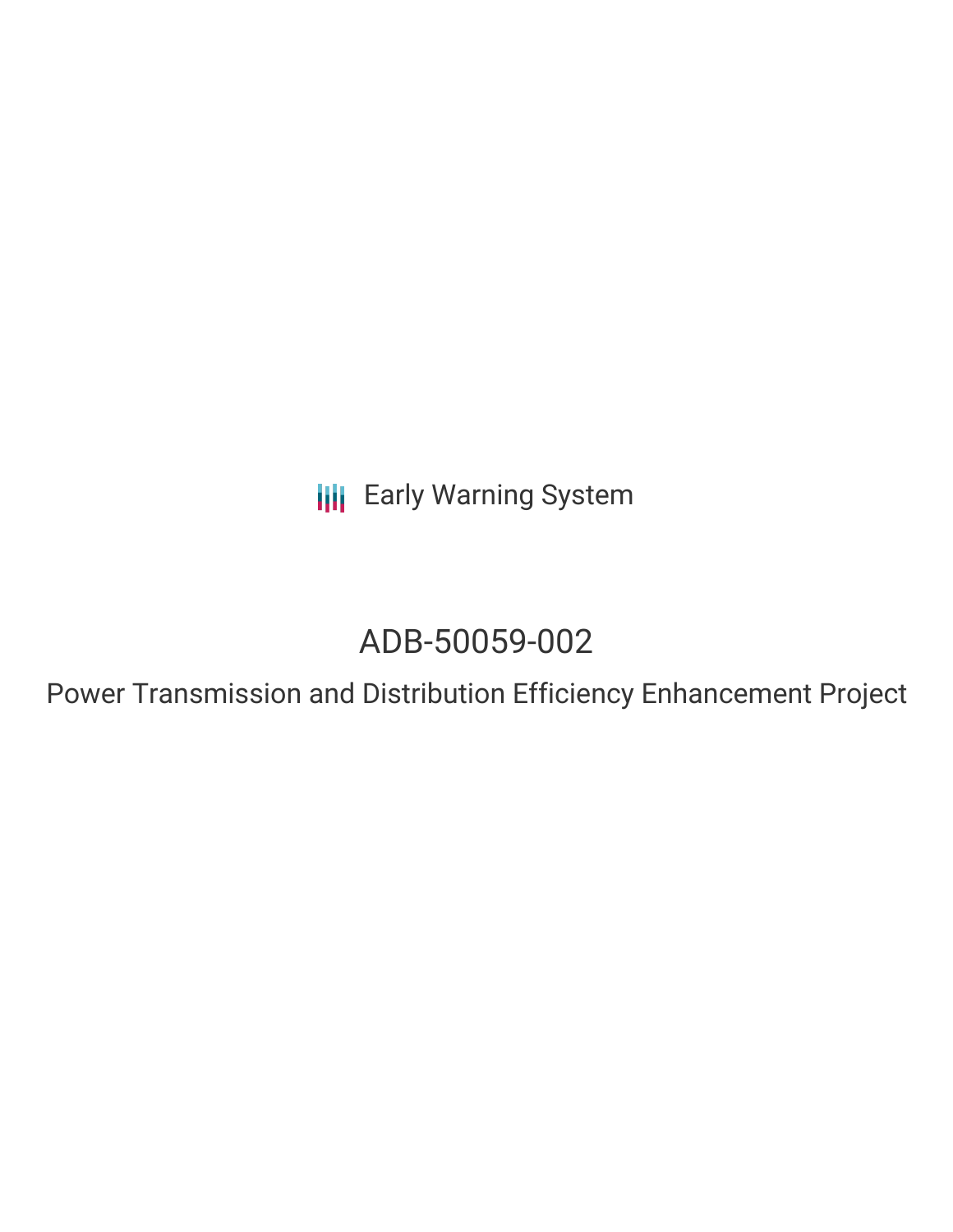Early Warning System

# ADB-50059-002

## Power Transmission and Distribution Efficiency Enhancement Project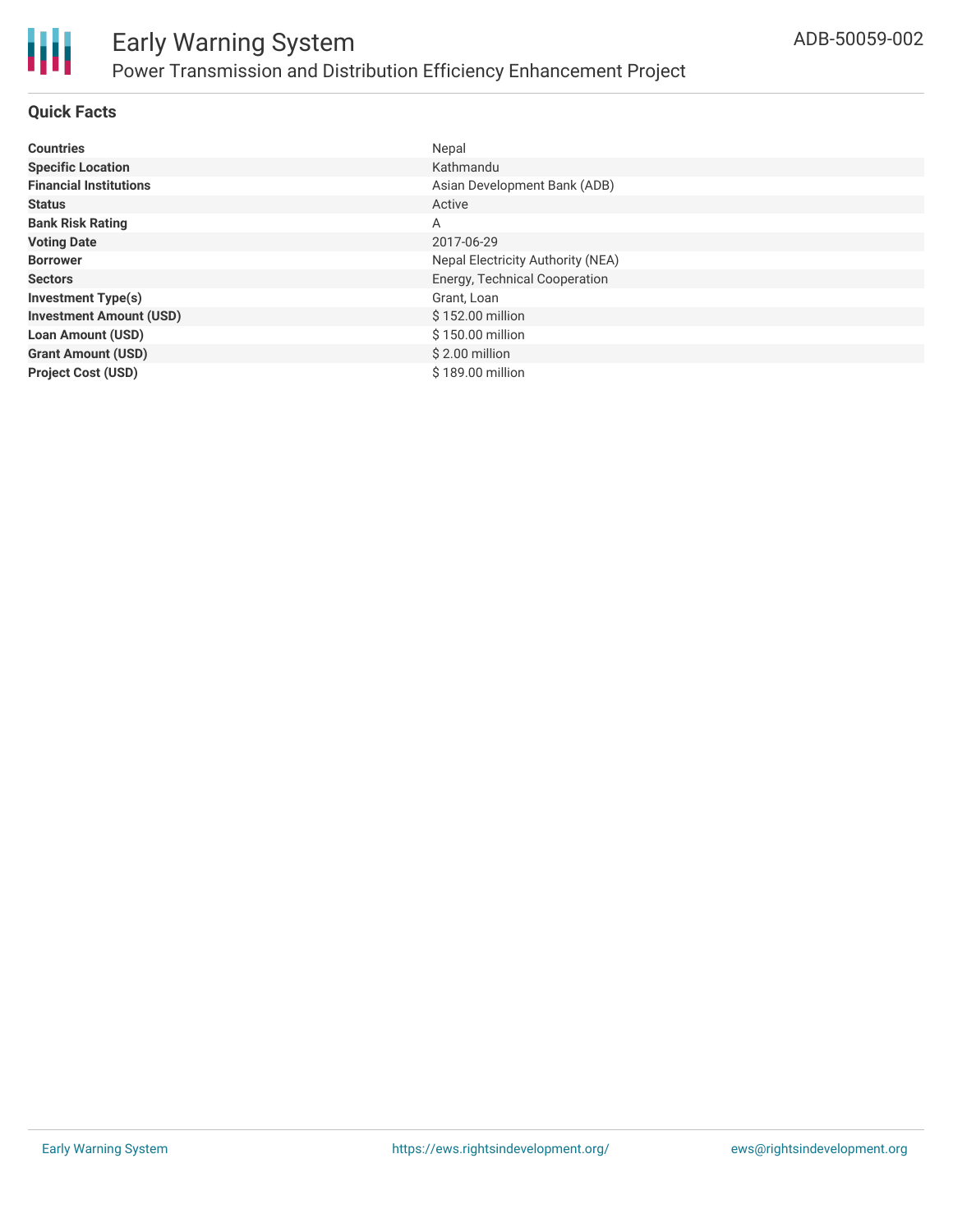# Early Warning System

## Power Transmission and Distribution Efficiency Enhancement Project

ADB-50059-002

### Quick Facts

| | |
|---|---|
| **Countries** | Nepal |
| **Specific Location** | Kathmandu |
| **Financial Institutions** | Asian Development Bank (ADB) |
| **Status** | Active |
| **Bank Risk Rating** | A |
| **Voting Date** | 2017-06-29 |
| **Borrower** | Nepal Electricity Authority (NEA) |
| **Sectors** | Energy, Technical Cooperation |
| **Investment Type(s)** | Grant, Loan |
| **Investment Amount (USD)** | $ 152.00 million |
| **Loan Amount (USD)** | $ 150.00 million |
| **Grant Amount (USD)** | $ 2.00 million |
| **Project Cost (USD)** | $ 189.00 million |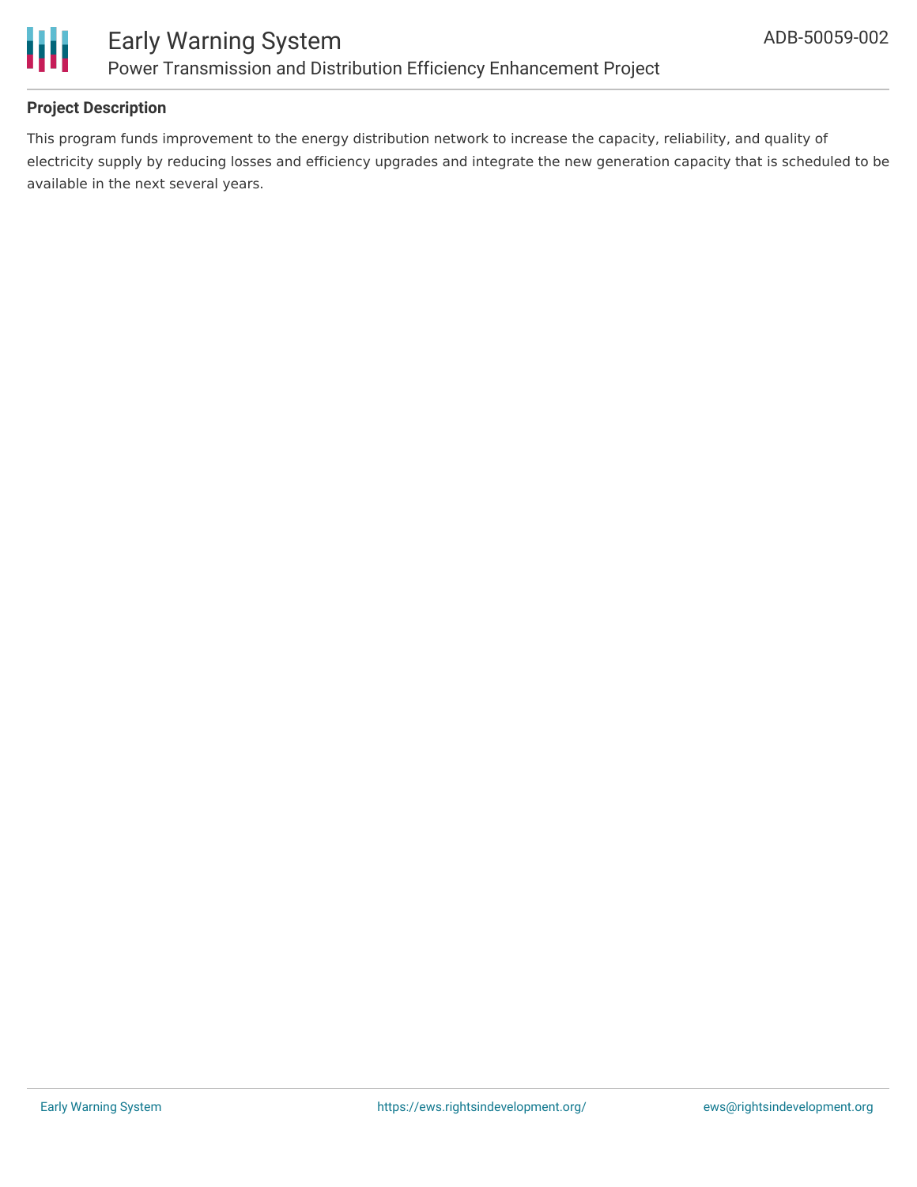## Project Description

This program funds improvement to the energy distribution network to increase the capacity, reliability, and quality of electricity supply by reducing losses and efficiency upgrades and integrate the new generation capacity that is scheduled to be available in the next several years.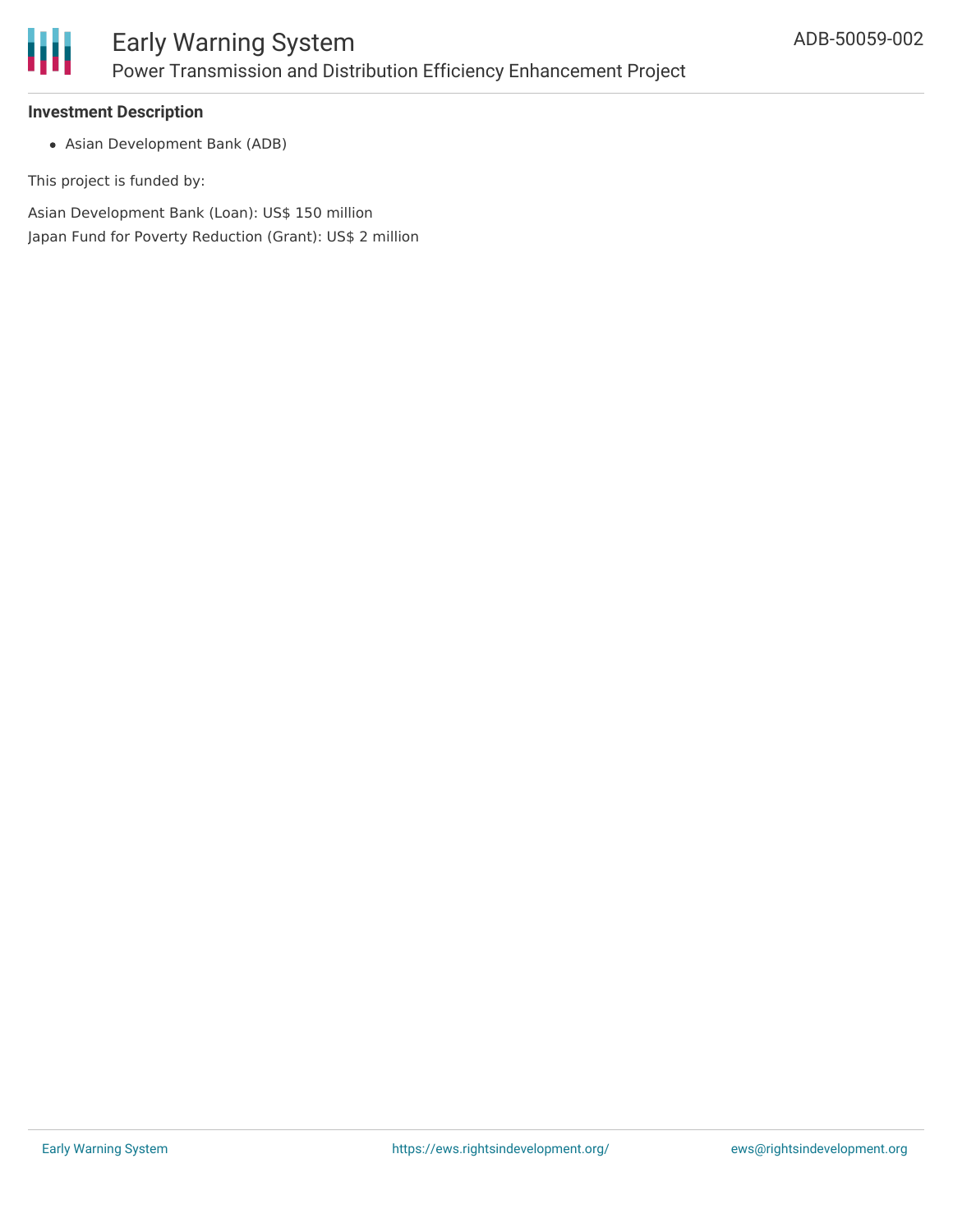**Investment Description**

- Asian Development Bank (ADB)

This project is funded by:

Asian Development Bank (Loan): US$ 150 million
Japan Fund for Poverty Reduction (Grant): US$ 2 million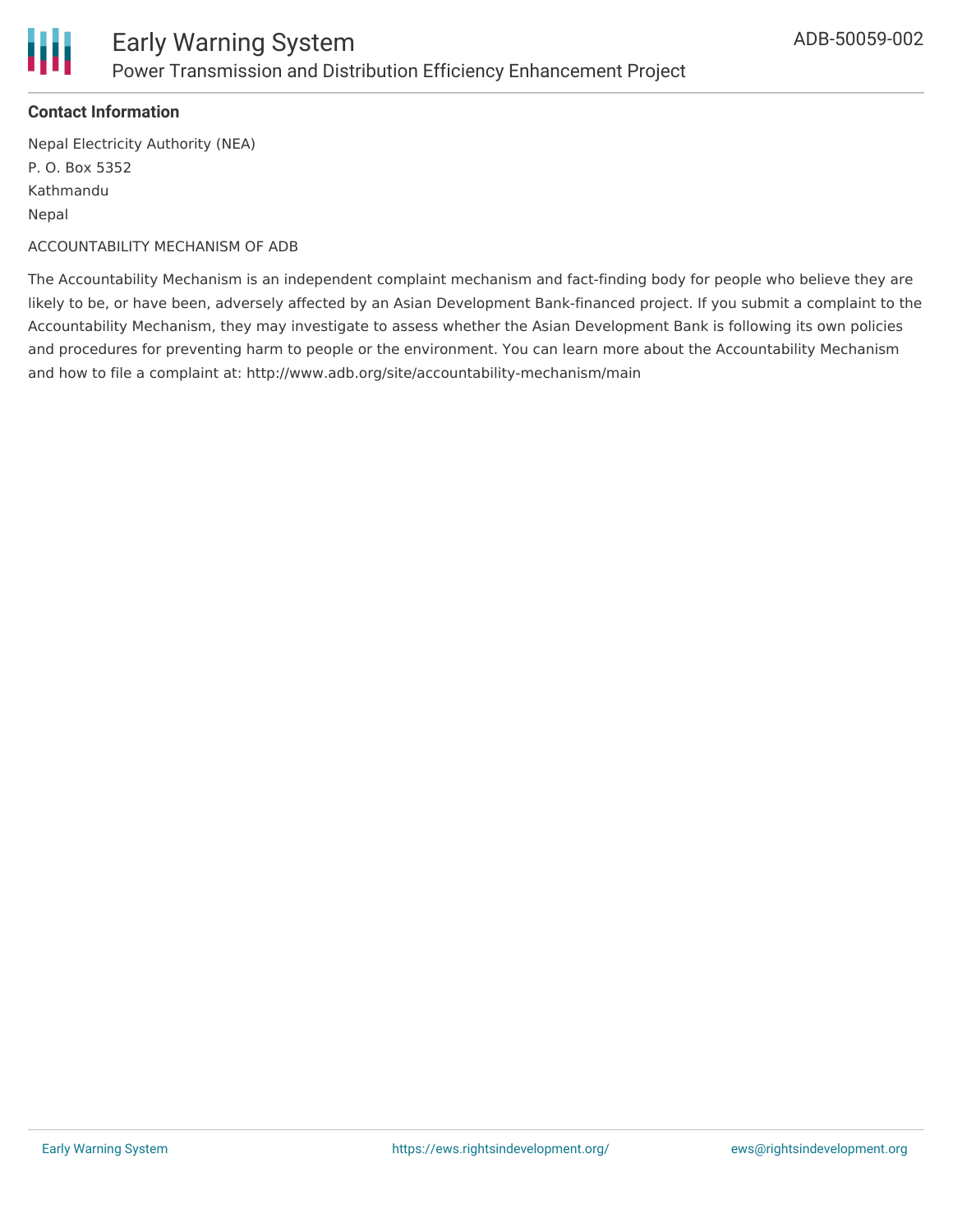**Contact Information**

Nepal Electricity Authority (NEA)
P. O. Box 5352
Kathmandu
Nepal

ACCOUNTABILITY MECHANISM OF ADB

The Accountability Mechanism is an independent complaint mechanism and fact-finding body for people who believe they are likely to be, or have been, adversely affected by an Asian Development Bank-financed project. If you submit a complaint to the Accountability Mechanism, they may investigate to assess whether the Asian Development Bank is following its own policies and procedures for preventing harm to people or the environment. You can learn more about the Accountability Mechanism and how to file a complaint at: http://www.adb.org/site/accountability-mechanism/main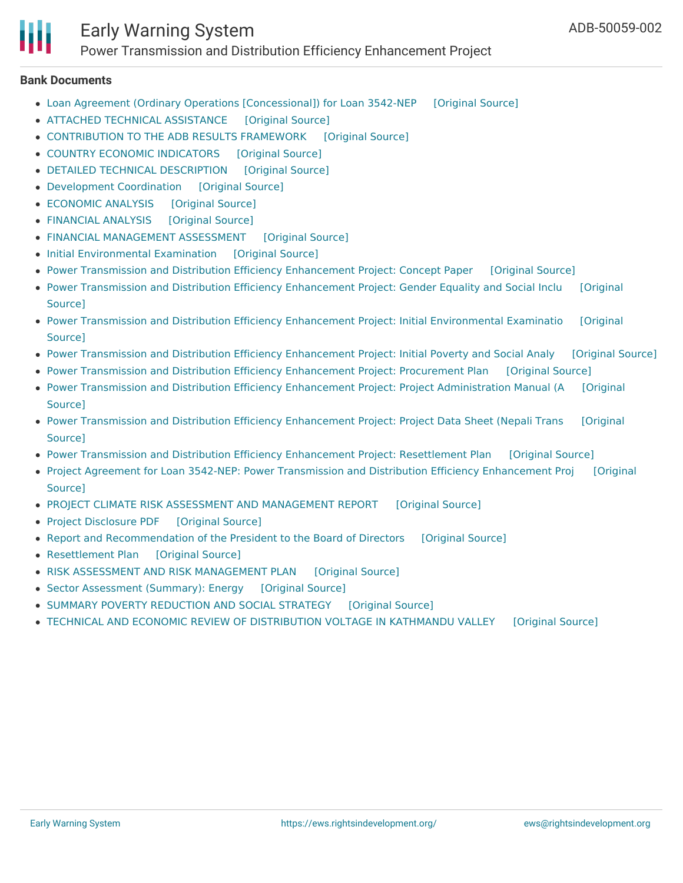## Bank Documents

- Loan Agreement (Ordinary Operations [Concessional]) for Loan 3542-NEP [Original Source]
- ATTACHED TECHNICAL ASSISTANCE [Original Source]
- CONTRIBUTION TO THE ADB RESULTS FRAMEWORK [Original Source]
- COUNTRY ECONOMIC INDICATORS [Original Source]
- DETAILED TECHNICAL DESCRIPTION [Original Source]
- Development Coordination [Original Source]
- ECONOMIC ANALYSIS [Original Source]
- FINANCIAL ANALYSIS [Original Source]
- FINANCIAL MANAGEMENT ASSESSMENT [Original Source]
- Initial Environmental Examination [Original Source]
- Power Transmission and Distribution Efficiency Enhancement Project: Concept Paper [Original Source]
- Power Transmission and Distribution Efficiency Enhancement Project: Gender Equality and Social Inclu [Original Source]
- Power Transmission and Distribution Efficiency Enhancement Project: Initial Environmental Examinatio [Original Source]
- Power Transmission and Distribution Efficiency Enhancement Project: Initial Poverty and Social Analy [Original Source]
- Power Transmission and Distribution Efficiency Enhancement Project: Procurement Plan [Original Source]
- Power Transmission and Distribution Efficiency Enhancement Project: Project Administration Manual (A [Original Source]
- Power Transmission and Distribution Efficiency Enhancement Project: Project Data Sheet (Nepali Trans [Original Source]
- Power Transmission and Distribution Efficiency Enhancement Project: Resettlement Plan [Original Source]
- Project Agreement for Loan 3542-NEP: Power Transmission and Distribution Efficiency Enhancement Proj [Original Source]
- PROJECT CLIMATE RISK ASSESSMENT AND MANAGEMENT REPORT [Original Source]
- Project Disclosure PDF [Original Source]
- Report and Recommendation of the President to the Board of Directors [Original Source]
- Resettlement Plan [Original Source]
- RISK ASSESSMENT AND RISK MANAGEMENT PLAN [Original Source]
- Sector Assessment (Summary): Energy [Original Source]
- SUMMARY POVERTY REDUCTION AND SOCIAL STRATEGY [Original Source]
- TECHNICAL AND ECONOMIC REVIEW OF DISTRIBUTION VOLTAGE IN KATHMANDU VALLEY [Original Source]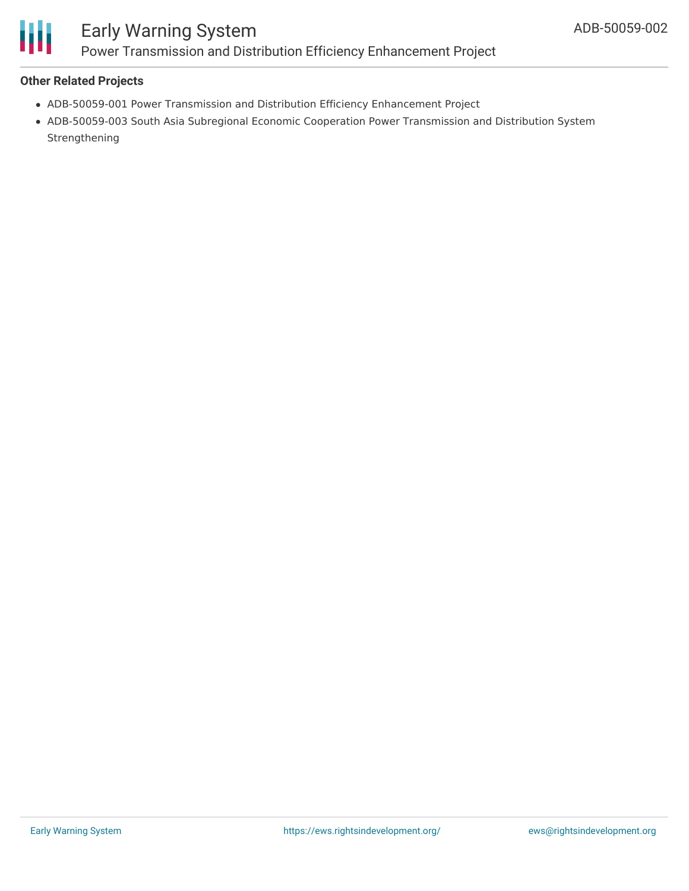**Other Related Projects**

- ADB-50059-001 Power Transmission and Distribution Efficiency Enhancement Project
- ADB-50059-003 South Asia Subregional Economic Cooperation Power Transmission and Distribution System Strengthening